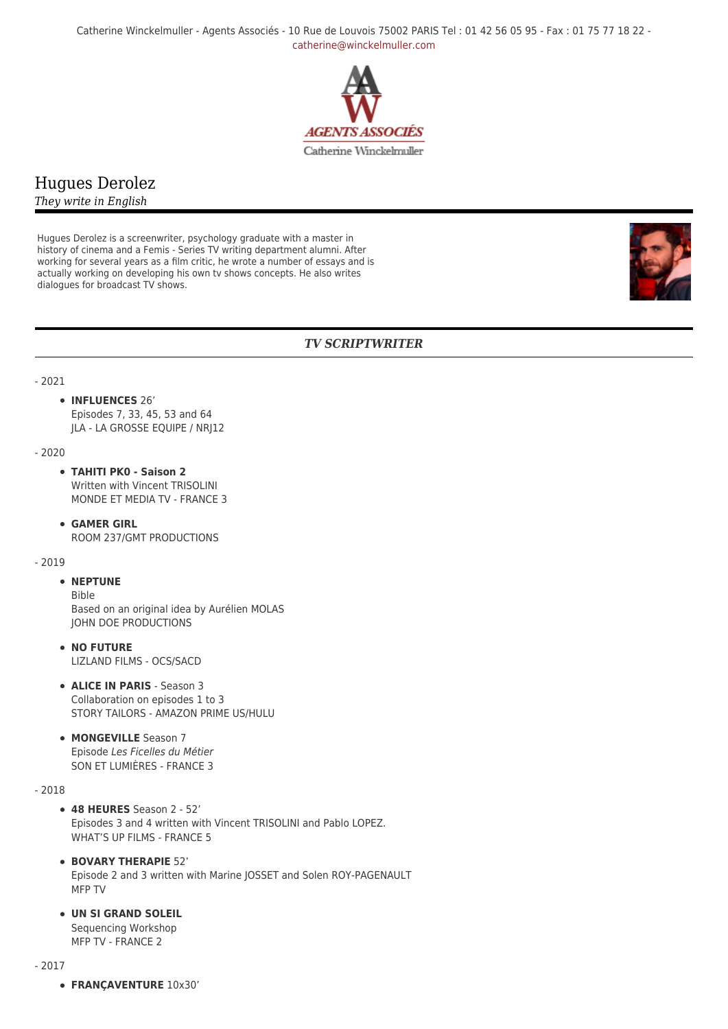Catherine Winckelmuller - Agents Associés - 10 Rue de Louvois 75002 PARIS Tel : 01 42 56 05 95 - Fax : 01 75 77 18 22 - catherine@winckelmuller.com

# Hugues Derolez

*They write in English*

Hugues Derolez is a screenwriter, psychology graduate with a master in history of cinema and a Femis - Series TV writing department alumni. After working for several years as a film critic, he wrote a number of essays and is actually working on developing his own tv shows concepts. He also writes dialogues for broadcast TV shows.

## *TV SCRIPTWRITER*

- 2021

- **INFLUENCES** 26'
  Episodes 7, 33, 45, 53 and 64
  JLA - LA GROSSE EQUIPE / NRJ12

- 2020

- **TAHITI PK0 - Saison 2**
  Written with Vincent TRISOLINI
  MONDE ET MEDIA TV - FRANCE 3
- **GAMER GIRL**
  ROOM 237/GMT PRODUCTIONS

- 2019

- **NEPTUNE**
  Bible
  Based on an original idea by Aurélien MOLAS
  JOHN DOE PRODUCTIONS
- **NO FUTURE**
  LIZLAND FILMS - OCS/SACD
- **ALICE IN PARIS** - Season 3
  Collaboration on episodes 1 to 3
  STORY TAILORS - AMAZON PRIME US/HULU
- **MONGEVILLE** Season 7
  Episode *Les Ficelles du Métier*
  SON ET LUMIÈRES - FRANCE 3

- 2018

- **48 HEURES** Season 2 - 52'
  Episodes 3 and 4 written with Vincent TRISOLINI and Pablo LOPEZ.
  WHAT'S UP FILMS - FRANCE 5
- **BOVARY THERAPIE** 52'
  Episode 2 and 3 written with Marine JOSSET and Solen ROY-PAGENAULT
  MFP TV
- **UN SI GRAND SOLEIL**
  Sequencing Workshop
  MFP TV - FRANCE 2

- 2017

- **FRANÇAVENTURE** 10x30'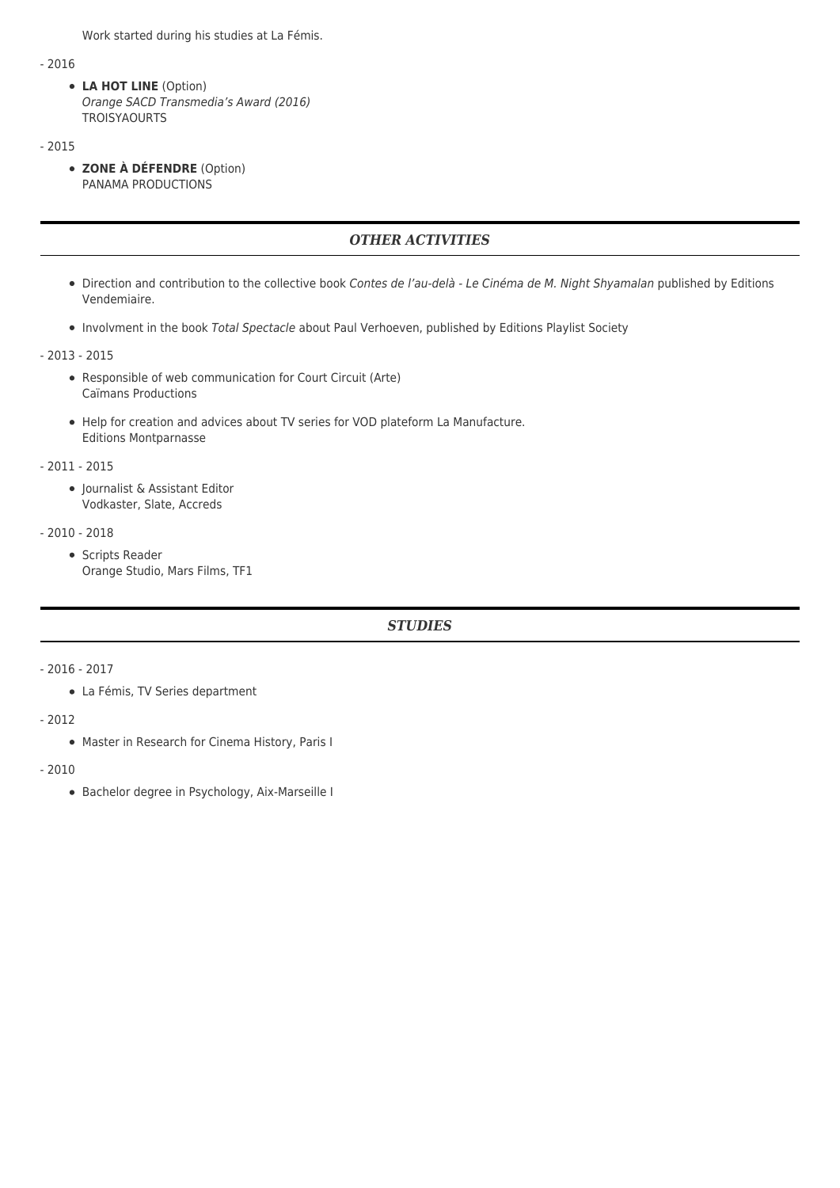Work started during his studies at La Fémis.

- 2016

  - **LA HOT LINE** (Option)
    *Orange SACD Transmedia's Award (2016)*
    TROISYAOURTS

- 2015

  - **ZONE À DÉFENDRE** (Option)
    PANAMA PRODUCTIONS

## *OTHER ACTIVITIES*

- Direction and contribution to the collective book *Contes de l'au-delà - Le Cinéma de M. Night Shyamalan* published by Editions Vendemiaire.
- Involvment in the book *Total Spectacle* about Paul Verhoeven, published by Editions Playlist Society

- 2013 - 2015

  - Responsible of web communication for Court Circuit (Arte)
    Caïmans Productions
  - Help for creation and advices about TV series for VOD plateform La Manufacture.
    Editions Montparnasse

- 2011 - 2015

  - Journalist & Assistant Editor
    Vodkaster, Slate, Accreds

- 2010 - 2018

  - Scripts Reader
    Orange Studio, Mars Films, TF1

## *STUDIES*

- 2016 - 2017

  - La Fémis, TV Series department

- 2012

  - Master in Research for Cinema History, Paris I

- 2010

  - Bachelor degree in Psychology, Aix-Marseille I